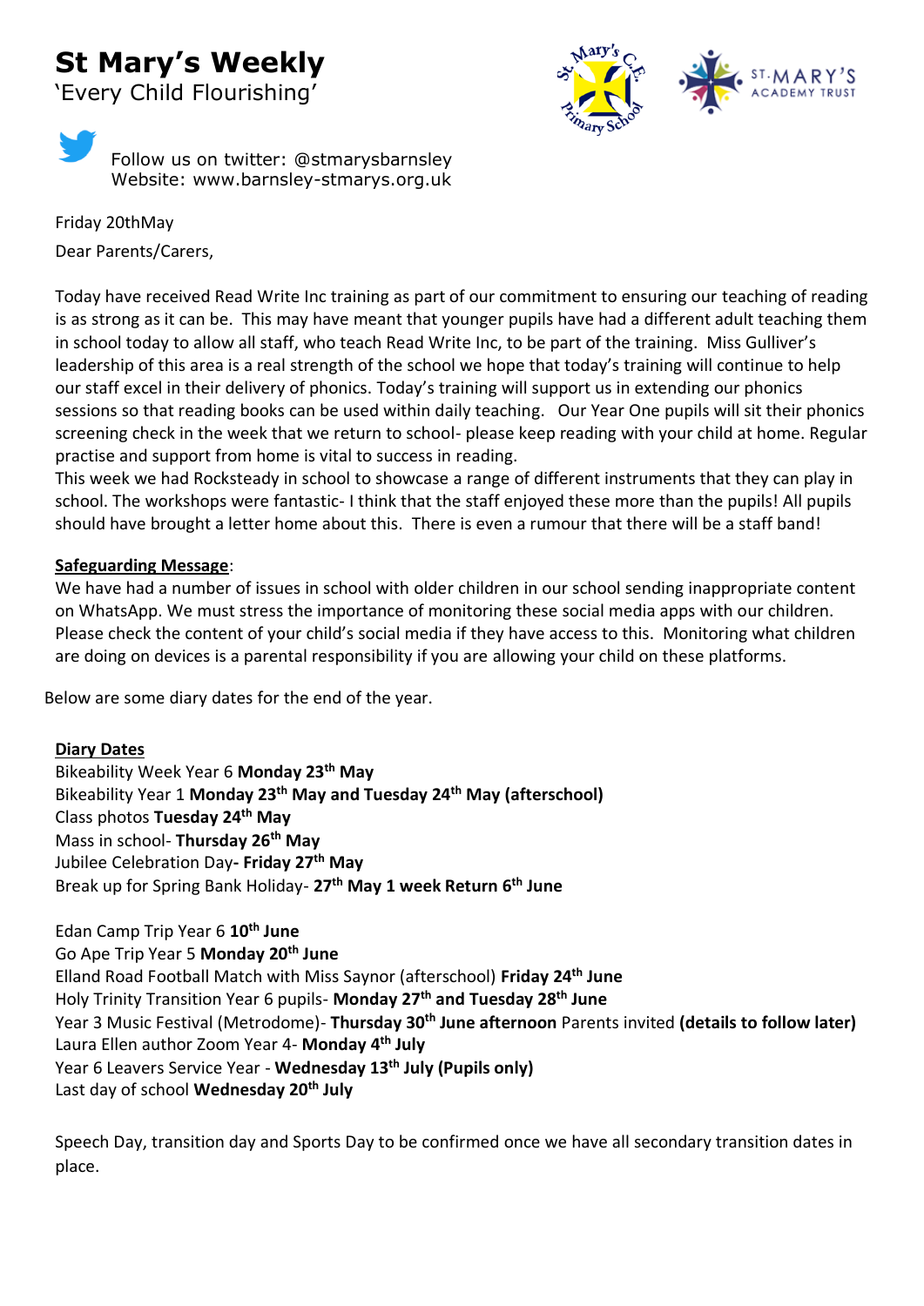# St Mary's Weekly

'Every Child Flourishing'

Follow us on twitter: @stmarysbarnsley
Website: www.barnsley-stmarys.org.uk

Friday 20thMay

Dear Parents/Carers,

Today have received Read Write Inc training as part of our commitment to ensuring our teaching of reading is as strong as it can be. This may have meant that younger pupils have had a different adult teaching them in school today to allow all staff, who teach Read Write Inc, to be part of the training. Miss Gulliver's leadership of this area is a real strength of the school we hope that today's training will continue to help our staff excel in their delivery of phonics. Today's training will support us in extending our phonics sessions so that reading books can be used within daily teaching. Our Year One pupils will sit their phonics screening check in the week that we return to school- please keep reading with your child at home. Regular practise and support from home is vital to success in reading.

This week we had Rocksteady in school to showcase a range of different instruments that they can play in school. The workshops were fantastic- I think that the staff enjoyed these more than the pupils! All pupils should have brought a letter home about this. There is even a rumour that there will be a staff band!

**Safeguarding Message**:

We have had a number of issues in school with older children in our school sending inappropriate content on WhatsApp. We must stress the importance of monitoring these social media apps with our children. Please check the content of your child's social media if they have access to this. Monitoring what children are doing on devices is a parental responsibility if you are allowing your child on these platforms.

Below are some diary dates for the end of the year.

**Diary Dates**

Bikeability Week Year 6 **Monday 23th May**
Bikeability Year 1 **Monday 23th May and Tuesday 24th May (afterschool)**
Class photos **Tuesday 24th May**
Mass in school- **Thursday 26th May**
Jubilee Celebration Day**- Friday 27th May**
Break up for Spring Bank Holiday- **27th May 1 week Return 6th June**

Edan Camp Trip Year 6 **10th June**
Go Ape Trip Year 5 **Monday 20th June**
Elland Road Football Match with Miss Saynor (afterschool) **Friday 24th June**
Holy Trinity Transition Year 6 pupils- **Monday 27th and Tuesday 28th June**
Year 3 Music Festival (Metrodome)- **Thursday 30th June afternoon** Parents invited **(details to follow later)**
Laura Ellen author Zoom Year 4- **Monday 4th July**
Year 6 Leavers Service Year - **Wednesday 13th July (Pupils only)**
Last day of school **Wednesday 20th July**

Speech Day, transition day and Sports Day to be confirmed once we have all secondary transition dates in place.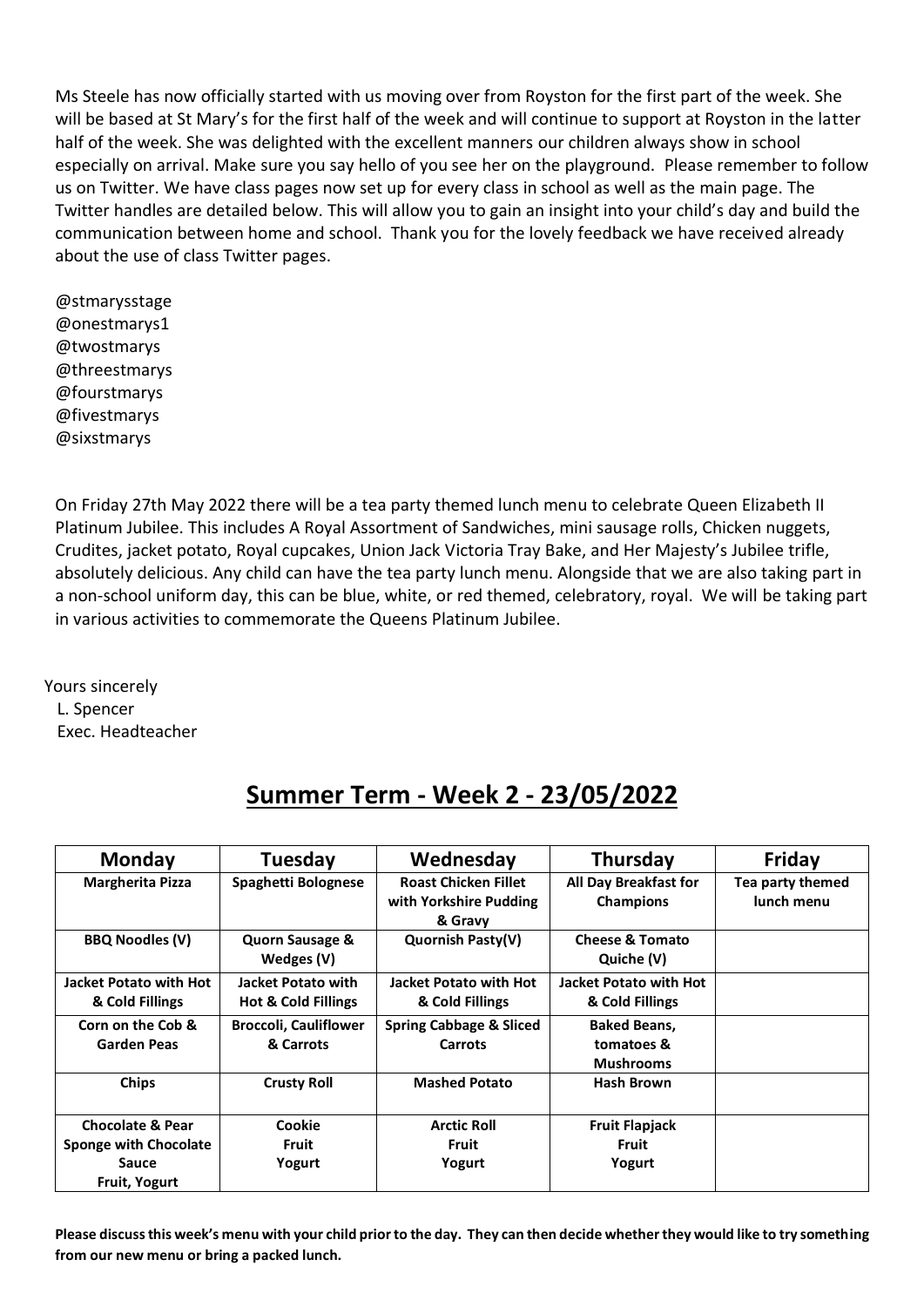Ms Steele has now officially started with us moving over from Royston for the first part of the week. She will be based at St Mary's for the first half of the week and will continue to support at Royston in the latter half of the week. She was delighted with the excellent manners our children always show in school especially on arrival. Make sure you say hello of you see her on the playground. Please remember to follow us on Twitter. We have class pages now set up for every class in school as well as the main page. The Twitter handles are detailed below. This will allow you to gain an insight into your child's day and build the communication between home and school. Thank you for the lovely feedback we have received already about the use of class Twitter pages.

@stmarysstage
@onestmarys1
@twostmarys
@threestmarys
@fourstmarys
@fivestmarys
@sixstmarys

On Friday 27th May 2022 there will be a tea party themed lunch menu to celebrate Queen Elizabeth II Platinum Jubilee. This includes A Royal Assortment of Sandwiches, mini sausage rolls, Chicken nuggets, Crudites, jacket potato, Royal cupcakes, Union Jack Victoria Tray Bake, and Her Majesty's Jubilee trifle, absolutely delicious. Any child can have the tea party lunch menu. Alongside that we are also taking part in a non-school uniform day, this can be blue, white, or red themed, celebratory, royal. We will be taking part in various activities to commemorate the Queens Platinum Jubilee.

Yours sincerely
L. Spencer
Exec. Headteacher

## Summer Term - Week 2 - 23/05/2022

| Monday | Tuesday | Wednesday | Thursday | Friday |
|---|---|---|---|---|
| **Margherita Pizza** | **Spaghetti Bolognese** | **Roast Chicken Fillet with Yorkshire Pudding & Gravy** | **All Day Breakfast for Champions** | **Tea party themed lunch menu** |
| **BBQ Noodles (V)** | **Quorn Sausage & Wedges (V)** | **Quornish Pasty(V)** | **Cheese & Tomato Quiche (V)** | |
| **Jacket Potato with Hot & Cold Fillings** | **Jacket Potato with Hot & Cold Fillings** | **Jacket Potato with Hot & Cold Fillings** | **Jacket Potato with Hot & Cold Fillings** | |
| **Corn on the Cob & Garden Peas** | **Broccoli, Cauliflower & Carrots** | **Spring Cabbage & Sliced Carrots** | **Baked Beans, tomatoes & Mushrooms** | |
| **Chips** | **Crusty Roll** | **Mashed Potato** | **Hash Brown** | |
| **Chocolate & Pear Sponge with Chocolate Sauce Fruit, Yogurt** | **Cookie Fruit Yogurt** | **Arctic Roll Fruit Yogurt** | **Fruit Flapjack Fruit Yogurt** | |

**Please discuss this week's menu with your child prior to the day. They can then decide whether they would like to try something from our new menu or bring a packed lunch.**